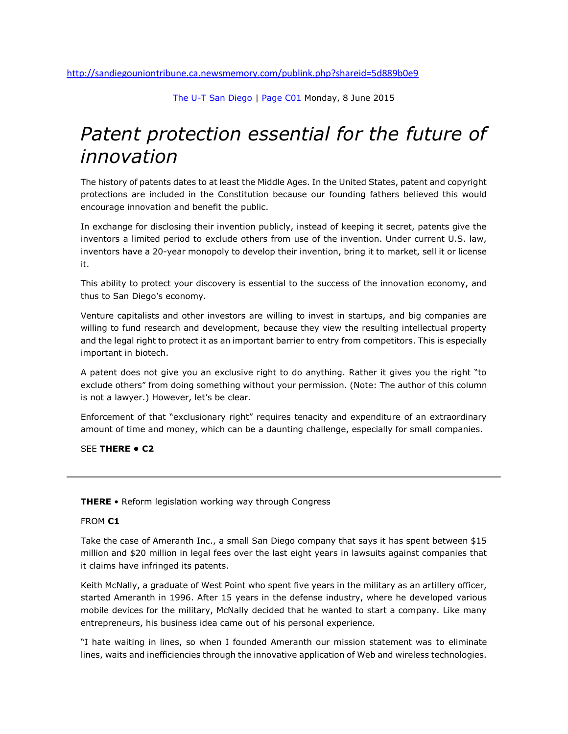http://sandiegouniontribune.ca.newsmemory.com/publink.php?shareid=5d889b0e9

The U-T San Diego | Page C01 Monday, 8 June 2015

# *Patent protection essential for the future of innovation*

The history of patents dates to at least the Middle Ages. In the United States, patent and copyright protections are included in the Constitution because our founding fathers believed this would encourage innovation and benefit the public.

In exchange for disclosing their invention publicly, instead of keeping it secret, patents give the inventors a limited period to exclude others from use of the invention. Under current U.S. law, inventors have a 20-year monopoly to develop their invention, bring it to market, sell it or license it.

This ability to protect your discovery is essential to the success of the innovation economy, and thus to San Diego's economy.

Venture capitalists and other investors are willing to invest in startups, and big companies are willing to fund research and development, because they view the resulting intellectual property and the legal right to protect it as an important barrier to entry from competitors. This is especially important in biotech.

A patent does not give you an exclusive right to do anything. Rather it gives you the right "to exclude others" from doing something without your permission. (Note: The author of this column is not a lawyer.) However, let's be clear.

Enforcement of that "exclusionary right" requires tenacity and expenditure of an extraordinary amount of time and money, which can be a daunting challenge, especially for small companies.

SEE **THERE • C2**

---

**THERE** • Reform legislation working way through Congress

FROM **C1**

Take the case of Ameranth Inc., a small San Diego company that says it has spent between $15 million and $20 million in legal fees over the last eight years in lawsuits against companies that it claims have infringed its patents.

Keith McNally, a graduate of West Point who spent five years in the military as an artillery officer, started Ameranth in 1996. After 15 years in the defense industry, where he developed various mobile devices for the military, McNally decided that he wanted to start a company. Like many entrepreneurs, his business idea came out of his personal experience.

"I hate waiting in lines, so when I founded Ameranth our mission statement was to eliminate lines, waits and inefficiencies through the innovative application of Web and wireless technologies.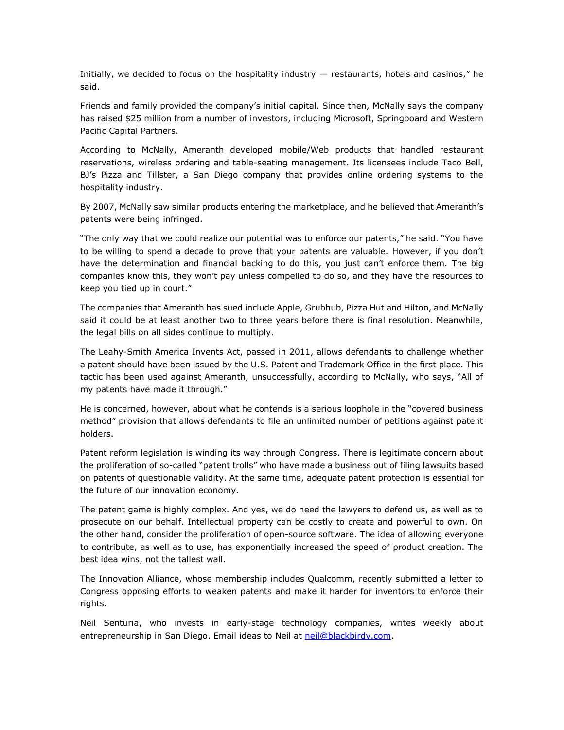Initially, we decided to focus on the hospitality industry — restaurants, hotels and casinos," he said.

Friends and family provided the company's initial capital. Since then, McNally says the company has raised $25 million from a number of investors, including Microsoft, Springboard and Western Pacific Capital Partners.

According to McNally, Ameranth developed mobile/Web products that handled restaurant reservations, wireless ordering and table-seating management. Its licensees include Taco Bell, BJ's Pizza and Tillster, a San Diego company that provides online ordering systems to the hospitality industry.

By 2007, McNally saw similar products entering the marketplace, and he believed that Ameranth's patents were being infringed.

"The only way that we could realize our potential was to enforce our patents," he said. "You have to be willing to spend a decade to prove that your patents are valuable. However, if you don't have the determination and financial backing to do this, you just can't enforce them. The big companies know this, they won't pay unless compelled to do so, and they have the resources to keep you tied up in court."

The companies that Ameranth has sued include Apple, Grubhub, Pizza Hut and Hilton, and McNally said it could be at least another two to three years before there is final resolution. Meanwhile, the legal bills on all sides continue to multiply.

The Leahy-Smith America Invents Act, passed in 2011, allows defendants to challenge whether a patent should have been issued by the U.S. Patent and Trademark Office in the first place. This tactic has been used against Ameranth, unsuccessfully, according to McNally, who says, "All of my patents have made it through."

He is concerned, however, about what he contends is a serious loophole in the "covered business method" provision that allows defendants to file an unlimited number of petitions against patent holders.

Patent reform legislation is winding its way through Congress. There is legitimate concern about the proliferation of so-called "patent trolls" who have made a business out of filing lawsuits based on patents of questionable validity. At the same time, adequate patent protection is essential for the future of our innovation economy.

The patent game is highly complex. And yes, we do need the lawyers to defend us, as well as to prosecute on our behalf. Intellectual property can be costly to create and powerful to own. On the other hand, consider the proliferation of open-source software. The idea of allowing everyone to contribute, as well as to use, has exponentially increased the speed of product creation. The best idea wins, not the tallest wall.

The Innovation Alliance, whose membership includes Qualcomm, recently submitted a letter to Congress opposing efforts to weaken patents and make it harder for inventors to enforce their rights.

Neil Senturia, who invests in early-stage technology companies, writes weekly about entrepreneurship in San Diego. Email ideas to Neil at neil@blackbirdv.com.